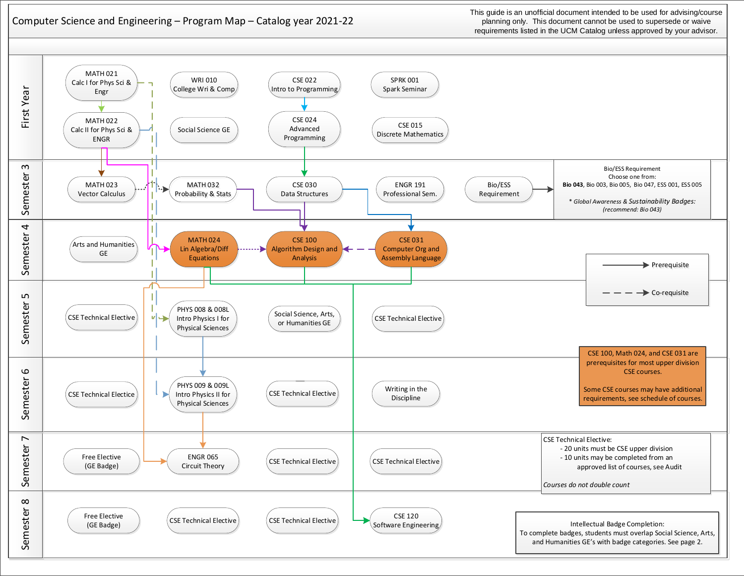# Computer Science and Engineering – Program Map – Catalog year 2021-22

This guide is an unofficial document intended to be used for advising/course planning only. This document cannot be used to supersede or waive requirements listed in the UCM Catalog unless approved by your advisor.

| Term | Courses | | | | |
|---|---|---|---|---|---|
| First Year | MATH 021 Calc I for Phys Sci & Engr | WRI 010 College Wri & Comp | CSE 022 Intro to Programming | SPRK 001 Spark Seminar | |
| First Year | MATH 022 Calc II for Phys Sci & ENGR | Social Science GE | CSE 024 Advanced Programming | CSE 015 Discrete Mathematics | |
| Semester 3 | MATH 023 Vector Calculus | MATH 032 Probability & Stats | CSE 030 Data Structures | ENGR 191 Professional Sem. | Bio/ESS Requirement |
| Semester 4 | Arts and Humanities GE | MATH 024 Lin Algebra/Diff Equations | CSE 100 Algorithm Design and Analysis | CSE 031 Computer Org and Assembly Language | |
| Semester 5 | CSE Technical Elective | PHYS 008 & 008L Intro Physics I for Physical Sciences | Social Science, Arts, or Humanities GE | CSE Technical Elective | |
| Semester 6 | CSE Technical Elective | PHYS 009 & 009L Intro Physics II for Physical Sciences | CSE Technical Elective | Writing in the Discipline | |
| Semester 7 | Free Elective (GE Badge) | ENGR 065 Circuit Theory | CSE Technical Elective | CSE Technical Elective | |
| Semester 8 | Free Elective (GE Badge) | CSE Technical Elective | CSE Technical Elective | CSE 120 Software Engineering | |

**Prerequisites (→) and co-requisites (- - →) shown in the map:**

- MATH 021 → MATH 022
- MATH 021 - - → PHYS 008 & 008L (co-requisite)
- MATH 022 → MATH 023
- MATH 022 → MATH 024
- MATH 022 - - → PHYS 009 & 009L (co-requisite)
- MATH 023 - - → MATH 032 (co-requisite)
- CSE 022 → CSE 024
- CSE 024 → CSE 030
- MATH 032 → CSE 100
- CSE 030 → CSE 100
- CSE 030 → CSE 031
- MATH 024 - - → CSE 100 (co-requisite)
- CSE 031 - - → CSE 100 (co-requisite)
- MATH 024, CSE 100, CSE 031 → CSE 120
- MATH 024 → ENGR 065
- PHYS 008 & 008L → PHYS 009 & 009L
- PHYS 009 & 009L → ENGR 065

**Legend:**

- → Prerequisite
- – – → Co-requisite

**Bio/ESS Requirement**
Choose one from:
**Bio 043**, Bio 003, Bio 005, Bio 047, ESS 001, ESS 005

*\* Global Awareness & Sustainability Badges: (recommend: Bio 043)*

CSE 100, Math 024, and CSE 031 are prerequisites for most upper division CSE courses.

Some CSE courses may have additional requirements, see schedule of courses.

**CSE Technical Elective:**

- 20 units must be CSE upper division
- 10 units may be completed from an approved list of courses, see Audit

*Courses do not double count*

**Intellectual Badge Completion:**
To complete badges, students must overlap Social Science, Arts, and Humanities GE's with badge categories. See page 2.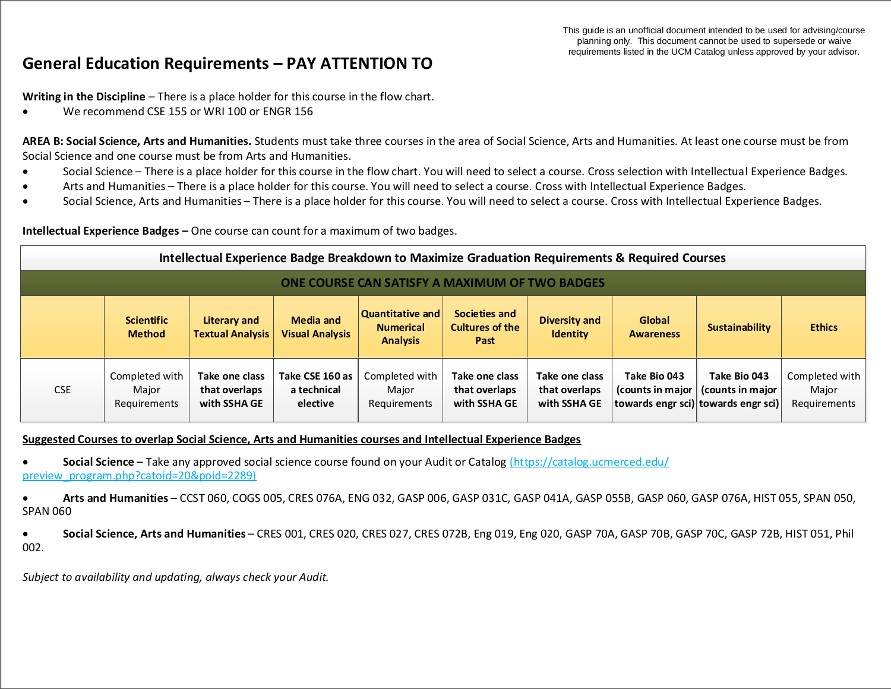This guide is an unofficial document intended to be used for advising/course planning only. This document cannot be used to supersede or waive requirements listed in the UCM Catalog unless approved by your advisor.

# General Education Requirements – PAY ATTENTION TO

**Writing in the Discipline** – There is a place holder for this course in the flow chart.

- We recommend CSE 155 or WRI 100 or ENGR 156

**AREA B: Social Science, Arts and Humanities.** Students must take three courses in the area of Social Science, Arts and Humanities. At least one course must be from Social Science and one course must be from Arts and Humanities.

- Social Science – There is a place holder for this course in the flow chart. You will need to select a course. Cross selection with Intellectual Experience Badges.
- Arts and Humanities – There is a place holder for this course. You will need to select a course. Cross with Intellectual Experience Badges.
- Social Science, Arts and Humanities – There is a place holder for this course. You will need to select a course. Cross with Intellectual Experience Badges.

**Intellectual Experience Badges –** One course can count for a maximum of two badges.

| Intellectual Experience Badge Breakdown to Maximize Graduation Requirements & Required Courses | | | | | | | | | |
|---|---|---|---|---|---|---|---|---|---|
| ONE COURSE CAN SATISFY A MAXIMUM OF TWO BADGES | | | | | | | | | |
| | **Scientific Method** | **Literary and Textual Analysis** | **Media and Visual Analysis** | **Quantitative and Numerical Analysis** | **Societies and Cultures of the Past** | **Diversity and Identity** | **Global Awareness** | **Sustainability** | **Ethics** |
| CSE | Completed with Major Requirements | **Take one class that overlaps with SSHA GE** | **Take CSE 160 as a technical elective** | Completed with Major Requirements | **Take one class that overlaps with SSHA GE** | **Take one class that overlaps with SSHA GE** | **Take Bio 043 (counts in major towards engr sci)** | **Take Bio 043 (counts in major towards engr sci)** | Completed with Major Requirements |

**Suggested Courses to overlap Social Science, Arts and Humanities courses and Intellectual Experience Badges**

- **Social Science** – Take any approved social science course found on your Audit or Catalog (https://catalog.ucmerced.edu/preview_program.php?catoid=20&poid=2289)
- **Arts and Humanities** – CCST 060, COGS 005, CRES 076A, ENG 032, GASP 006, GASP 031C, GASP 041A, GASP 055B, GASP 060, GASP 076A, HIST 055, SPAN 050, SPAN 060
- **Social Science, Arts and Humanities** – CRES 001, CRES 020, CRES 027, CRES 072B, Eng 019, Eng 020, GASP 70A, GASP 70B, GASP 70C, GASP 72B, HIST 051, Phil 002.

*Subject to availability and updating, always check your Audit.*